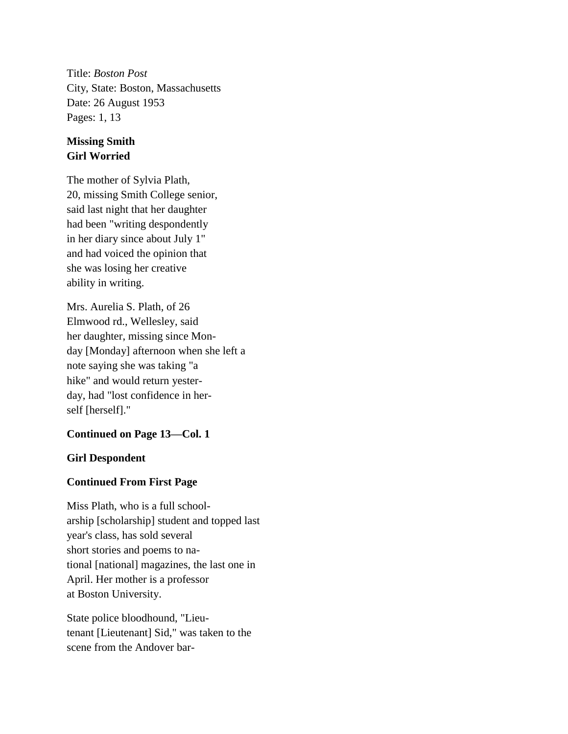Title: *Boston Post*
City, State: Boston, Massachusetts
Date: 26 August 1953
Pages: 1, 13

**Missing Smith Girl Worried**

The mother of Sylvia Plath, 20, missing Smith College senior, said last night that her daughter had been "writing despondently in her diary since about July 1" and had voiced the opinion that she was losing her creative ability in writing.

Mrs. Aurelia S. Plath, of 26 Elmwood rd., Wellesley, said her daughter, missing since Mon-day [Monday] afternoon when she left a note saying she was taking "a hike" and would return yester-day, had "lost confidence in her-self [herself]."

**Continued on Page 13—Col. 1**

**Girl Despondent**

**Continued From First Page**

Miss Plath, who is a full school-arship [scholarship] student and topped last year's class, has sold several short stories and poems to na-tional [national] magazines, the last one in April. Her mother is a professor at Boston University.

State police bloodhound, "Lieu-tenant [Lieutenant] Sid," was taken to the scene from the Andover bar-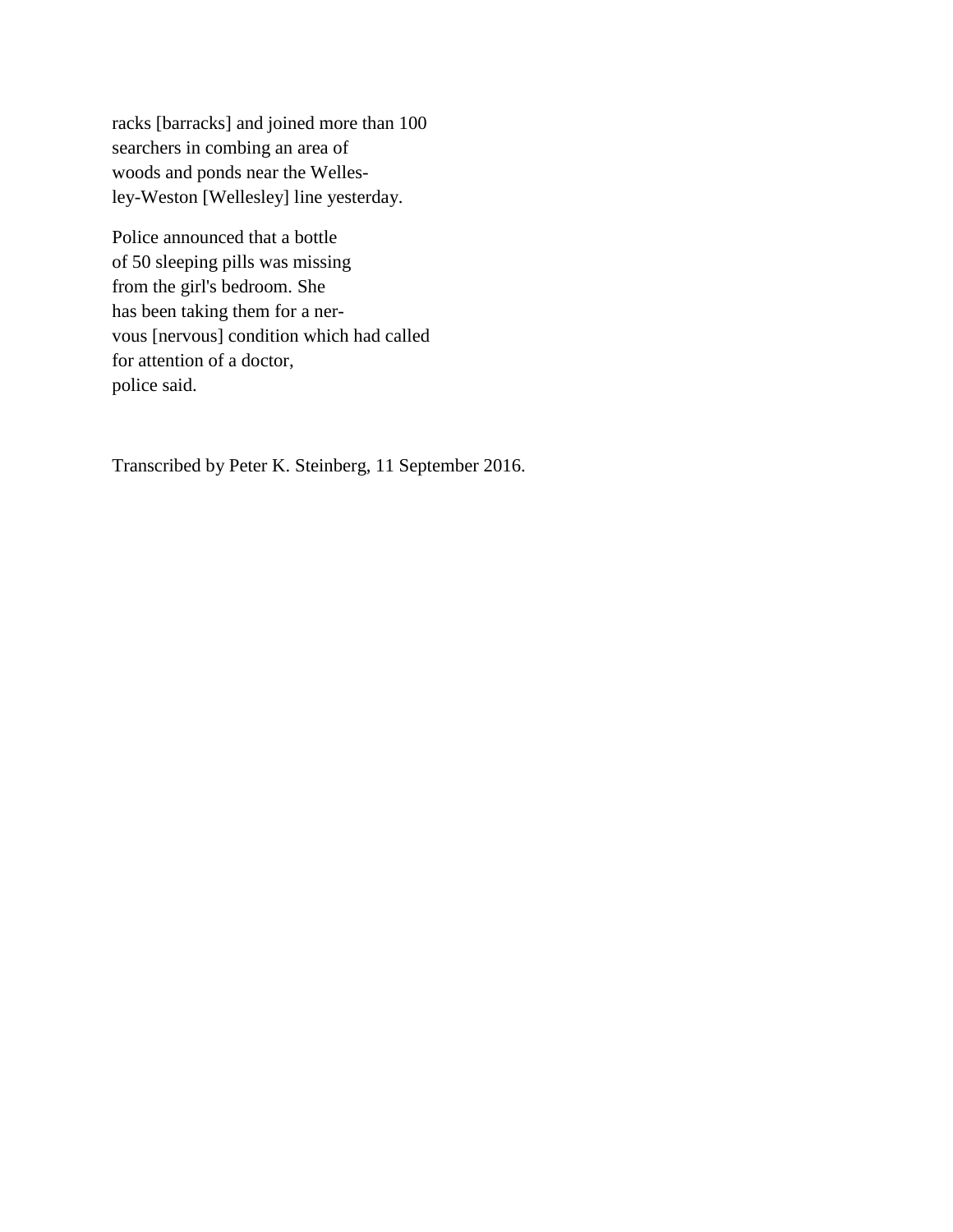racks [barracks] and joined more than 100
searchers in combing an area of
woods and ponds near the Welles-
ley-Weston [Wellesley] line yesterday.

Police announced that a bottle
of 50 sleeping pills was missing
from the girl's bedroom. She
has been taking them for a ner-
vous [nervous] condition which had called
for attention of a doctor,
police said.

Transcribed by Peter K. Steinberg, 11 September 2016.